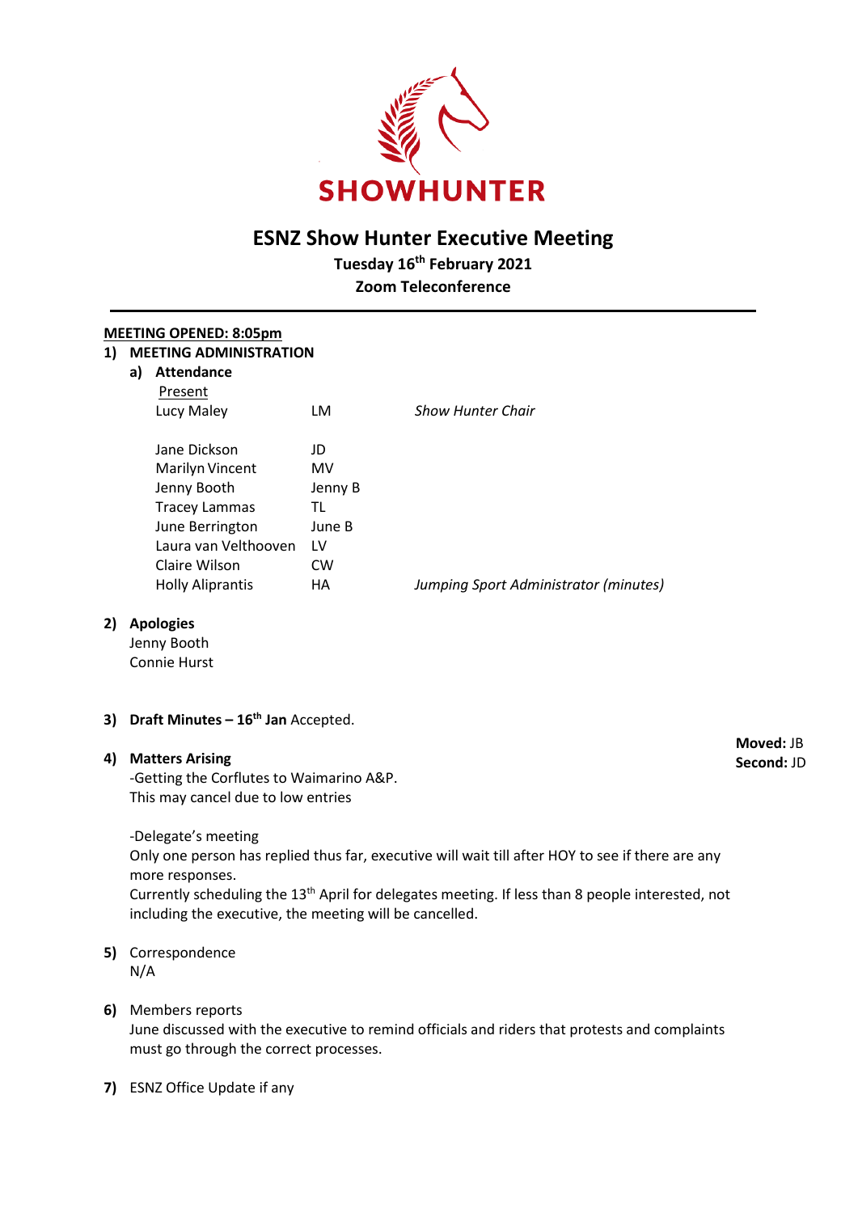SHOWHUNTER

# ESNZ Show Hunter Executive Meeting

**Tuesday 16th February 2021**

**Zoom Teleconference**

---

**MEETING OPENED: 8:05pm**

**1) MEETING ADMINISTRATION**

**a) Attendance**

Present

| | | |
|---|---|---|
| Lucy Maley | LM | *Show Hunter Chair* |
| Jane Dickson | JD | |
| Marilyn Vincent | MV | |
| Jenny Booth | Jenny B | |
| Tracey Lammas | TL | |
| June Berrington | June B | |
| Laura van Velthooven | LV | |
| Claire Wilson | CW | |
| Holly Aliprantis | HA | *Jumping Sport Administrator (minutes)* |

**2) Apologies**

Jenny Booth
Connie Hurst

**3) Draft Minutes – 16th Jan** Accepted.

**Moved:** JB
**Second:** JD

**4) Matters Arising**

-Getting the Corflutes to Waimarino A&P.
This may cancel due to low entries

-Delegate's meeting
Only one person has replied thus far, executive will wait till after HOY to see if there are any more responses.
Currently scheduling the 13th April for delegates meeting. If less than 8 people interested, not including the executive, the meeting will be cancelled.

**5)** Correspondence
N/A

**6)** Members reports
June discussed with the executive to remind officials and riders that protests and complaints must go through the correct processes.

**7)** ESNZ Office Update if any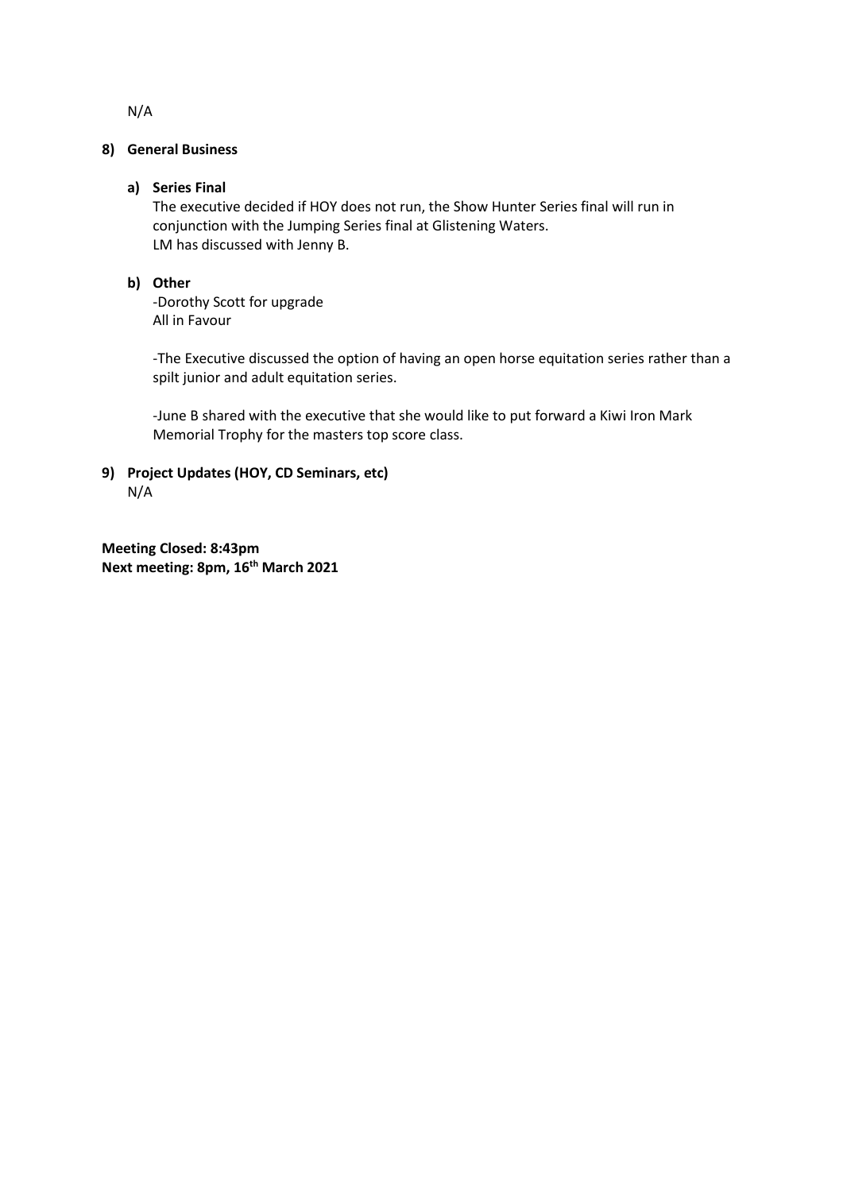N/A

**8) General Business**

**a) Series Final**

The executive decided if HOY does not run, the Show Hunter Series final will run in conjunction with the Jumping Series final at Glistening Waters.
LM has discussed with Jenny B.

**b) Other**

-Dorothy Scott for upgrade
All in Favour

-The Executive discussed the option of having an open horse equitation series rather than a spilt junior and adult equitation series.

-June B shared with the executive that she would like to put forward a Kiwi Iron Mark Memorial Trophy for the masters top score class.

**9) Project Updates (HOY, CD Seminars, etc)**

N/A

**Meeting Closed: 8:43pm**
**Next meeting: 8pm, 16th March 2021**